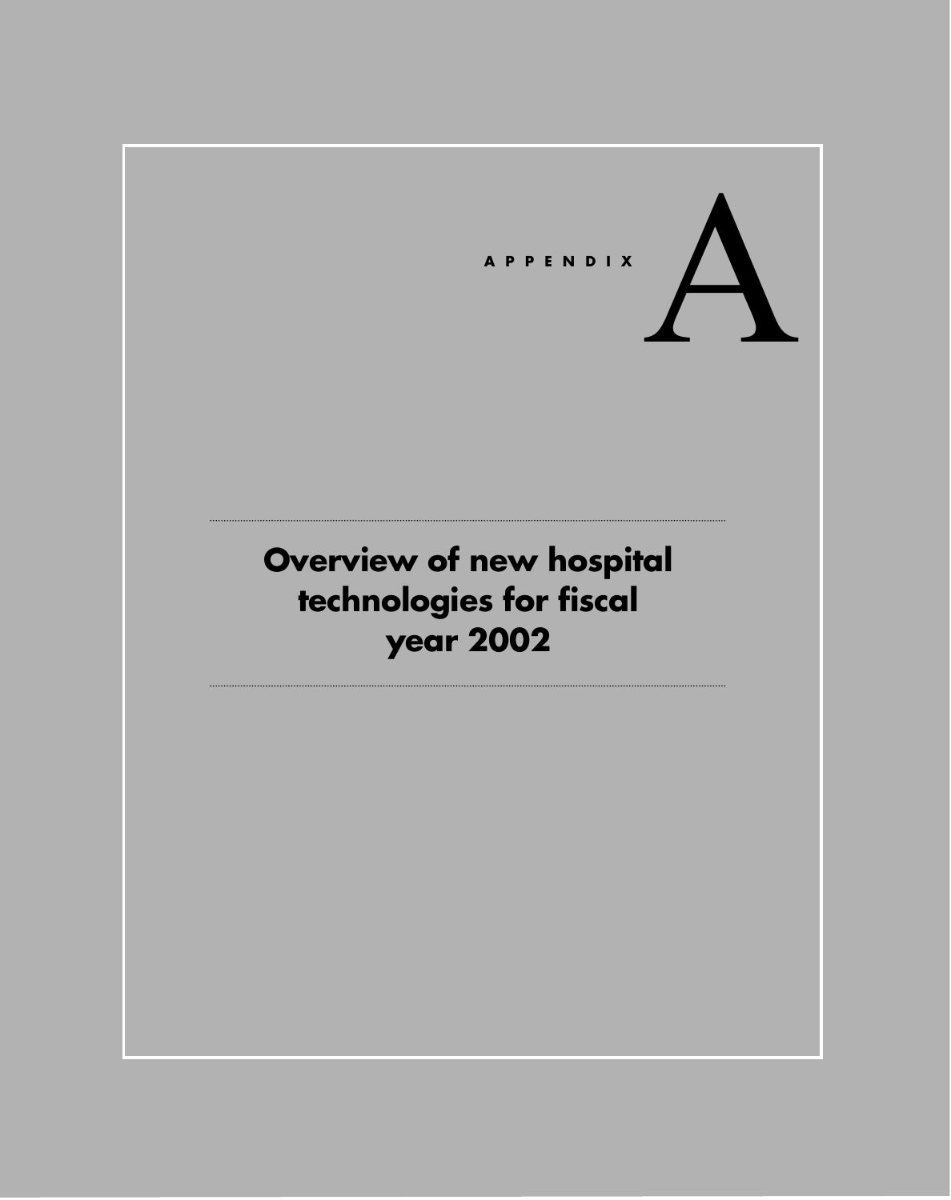APPENDIX A

# Overview of new hospital technologies for fiscal year 2002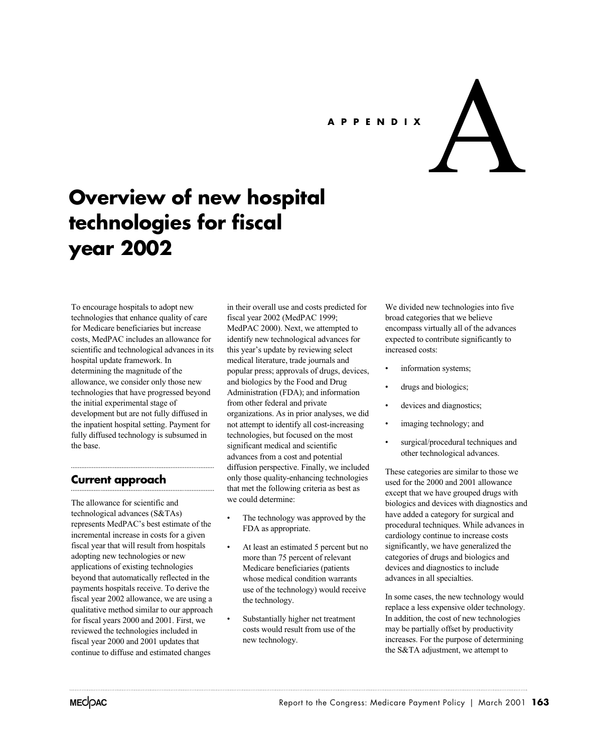# APPENDIX A

# Overview of new hospital technologies for fiscal year 2002

To encourage hospitals to adopt new technologies that enhance quality of care for Medicare beneficiaries but increase costs, MedPAC includes an allowance for scientific and technological advances in its hospital update framework. In determining the magnitude of the allowance, we consider only those new technologies that have progressed beyond the initial experimental stage of development but are not fully diffused in the inpatient hospital setting. Payment for fully diffused technology is subsumed in the base.

## Current approach

The allowance for scientific and technological advances (S&TAs) represents MedPAC's best estimate of the incremental increase in costs for a given fiscal year that will result from hospitals adopting new technologies or new applications of existing technologies beyond that automatically reflected in the payments hospitals receive. To derive the fiscal year 2002 allowance, we are using a qualitative method similar to our approach for fiscal years 2000 and 2001. First, we reviewed the technologies included in fiscal year 2000 and 2001 updates that continue to diffuse and estimated changes in their overall use and costs predicted for fiscal year 2002 (MedPAC 1999; MedPAC 2000). Next, we attempted to identify new technological advances for this year's update by reviewing select medical literature, trade journals and popular press; approvals of drugs, devices, and biologics by the Food and Drug Administration (FDA); and information from other federal and private organizations. As in prior analyses, we did not attempt to identify all cost-increasing technologies, but focused on the most significant medical and scientific advances from a cost and potential diffusion perspective. Finally, we included only those quality-enhancing technologies that met the following criteria as best as we could determine:

- The technology was approved by the FDA as appropriate.
- At least an estimated 5 percent but no more than 75 percent of relevant Medicare beneficiaries (patients whose medical condition warrants use of the technology) would receive the technology.
- Substantially higher net treatment costs would result from use of the new technology.

We divided new technologies into five broad categories that we believe encompass virtually all of the advances expected to contribute significantly to increased costs:

- information systems;
- drugs and biologics;
- devices and diagnostics;
- imaging technology; and
- surgical/procedural techniques and other technological advances.

These categories are similar to those we used for the 2000 and 2001 allowance except that we have grouped drugs with biologics and devices with diagnostics and have added a category for surgical and procedural techniques. While advances in cardiology continue to increase costs significantly, we have generalized the categories of drugs and biologics and devices and diagnostics to include advances in all specialties.

In some cases, the new technology would replace a less expensive older technology. In addition, the cost of new technologies may be partially offset by productivity increases. For the purpose of determining the S&TA adjustment, we attempt to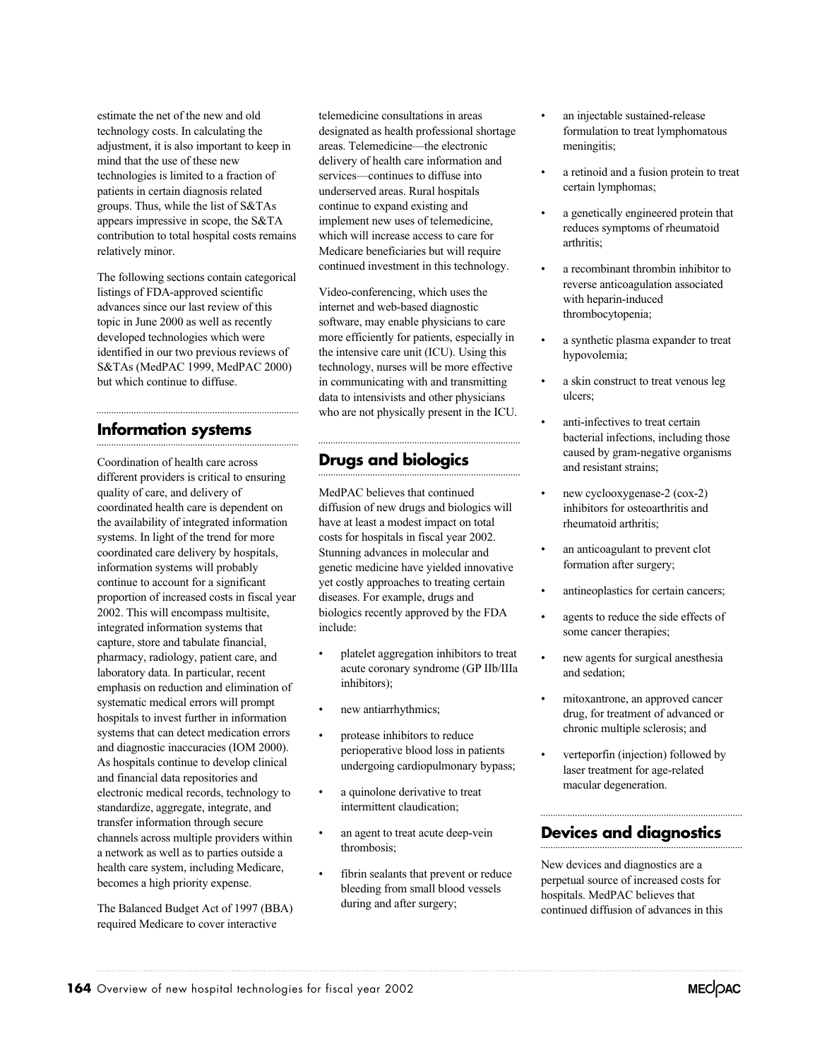estimate the net of the new and old technology costs. In calculating the adjustment, it is also important to keep in mind that the use of these new technologies is limited to a fraction of patients in certain diagnosis related groups. Thus, while the list of S&TAs appears impressive in scope, the S&TA contribution to total hospital costs remains relatively minor.

The following sections contain categorical listings of FDA-approved scientific advances since our last review of this topic in June 2000 as well as recently developed technologies which were identified in our two previous reviews of S&TAs (MedPAC 1999, MedPAC 2000) but which continue to diffuse.

## Information systems

Coordination of health care across different providers is critical to ensuring quality of care, and delivery of coordinated health care is dependent on the availability of integrated information systems. In light of the trend for more coordinated care delivery by hospitals, information systems will probably continue to account for a significant proportion of increased costs in fiscal year 2002. This will encompass multisite, integrated information systems that capture, store and tabulate financial, pharmacy, radiology, patient care, and laboratory data. In particular, recent emphasis on reduction and elimination of systematic medical errors will prompt hospitals to invest further in information systems that can detect medication errors and diagnostic inaccuracies (IOM 2000). As hospitals continue to develop clinical and financial data repositories and electronic medical records, technology to standardize, aggregate, integrate, and transfer information through secure channels across multiple providers within a network as well as to parties outside a health care system, including Medicare, becomes a high priority expense.

The Balanced Budget Act of 1997 (BBA) required Medicare to cover interactive telemedicine consultations in areas designated as health professional shortage areas. Telemedicine—the electronic delivery of health care information and services—continues to diffuse into underserved areas. Rural hospitals continue to expand existing and implement new uses of telemedicine, which will increase access to care for Medicare beneficiaries but will require continued investment in this technology.

Video-conferencing, which uses the internet and web-based diagnostic software, may enable physicians to care more efficiently for patients, especially in the intensive care unit (ICU). Using this technology, nurses will be more effective in communicating with and transmitting data to intensivists and other physicians who are not physically present in the ICU.

## Drugs and biologics

MedPAC believes that continued diffusion of new drugs and biologics will have at least a modest impact on total costs for hospitals in fiscal year 2002. Stunning advances in molecular and genetic medicine have yielded innovative yet costly approaches to treating certain diseases. For example, drugs and biologics recently approved by the FDA include:

- platelet aggregation inhibitors to treat acute coronary syndrome (GP IIb/IIIa inhibitors);
- new antiarrhythmics;
- protease inhibitors to reduce perioperative blood loss in patients undergoing cardiopulmonary bypass;
- a quinolone derivative to treat intermittent claudication;
- an agent to treat acute deep-vein thrombosis;
- fibrin sealants that prevent or reduce bleeding from small blood vessels during and after surgery;
- an injectable sustained-release formulation to treat lymphomatous meningitis;
- a retinoid and a fusion protein to treat certain lymphomas;
- a genetically engineered protein that reduces symptoms of rheumatoid arthritis;
- a recombinant thrombin inhibitor to reverse anticoagulation associated with heparin-induced thrombocytopenia;
- a synthetic plasma expander to treat hypovolemia;
- a skin construct to treat venous leg ulcers;
- anti-infectives to treat certain bacterial infections, including those caused by gram-negative organisms and resistant strains;
- new cyclooxygenase-2 (cox-2) inhibitors for osteoarthritis and rheumatoid arthritis;
- an anticoagulant to prevent clot formation after surgery;
- antineoplastics for certain cancers;
- agents to reduce the side effects of some cancer therapies;
- new agents for surgical anesthesia and sedation;
- mitoxantrone, an approved cancer drug, for treatment of advanced or chronic multiple sclerosis; and
- verteporfin (injection) followed by laser treatment for age-related macular degeneration.

## Devices and diagnostics

New devices and diagnostics are a perpetual source of increased costs for hospitals. MedPAC believes that continued diffusion of advances in this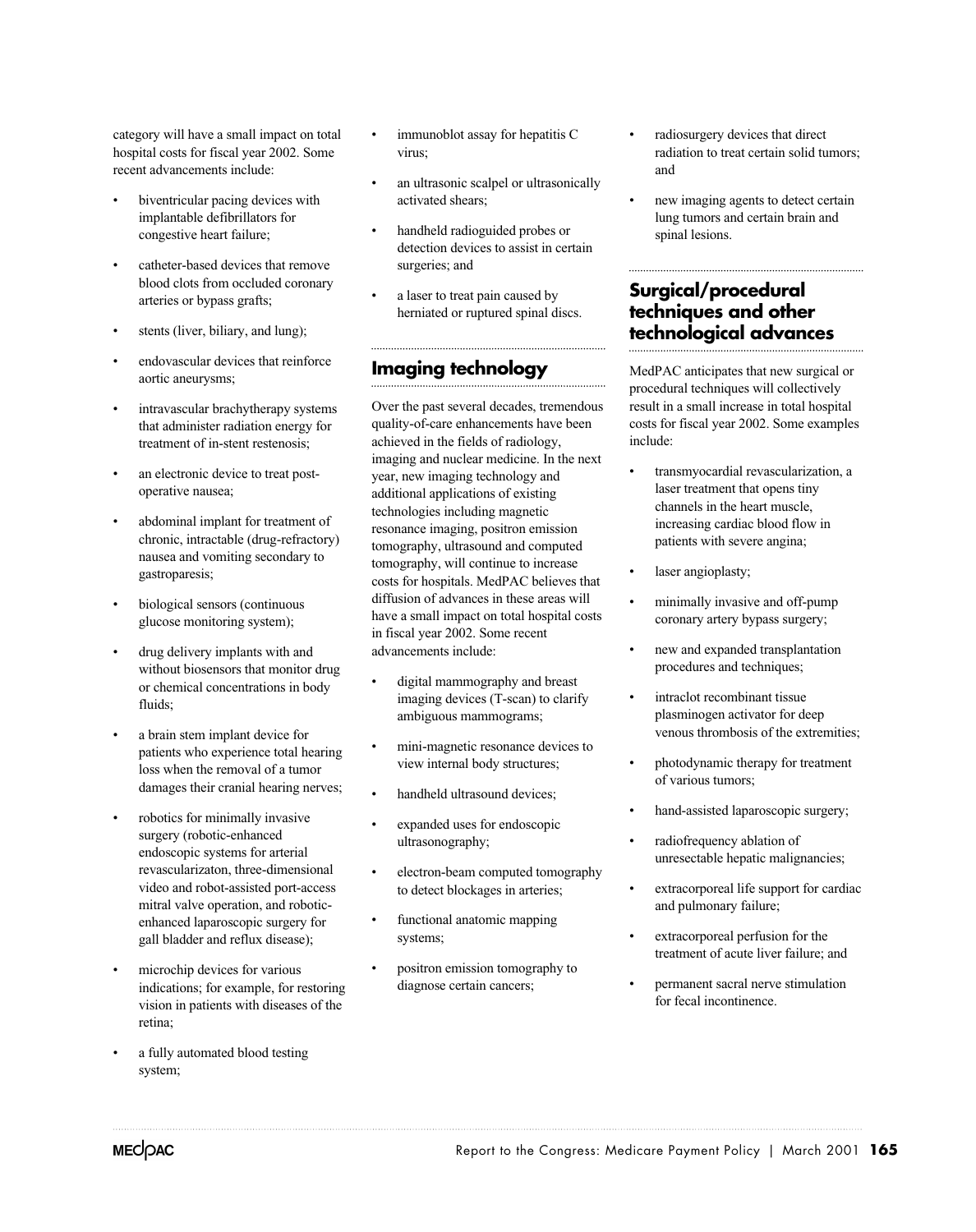category will have a small impact on total hospital costs for fiscal year 2002. Some recent advancements include:

- biventricular pacing devices with implantable defibrillators for congestive heart failure;
- catheter-based devices that remove blood clots from occluded coronary arteries or bypass grafts;
- stents (liver, biliary, and lung);
- endovascular devices that reinforce aortic aneurysms;
- intravascular brachytherapy systems that administer radiation energy for treatment of in-stent restenosis;
- an electronic device to treat post-operative nausea;
- abdominal implant for treatment of chronic, intractable (drug-refractory) nausea and vomiting secondary to gastroparesis;
- biological sensors (continuous glucose monitoring system);
- drug delivery implants with and without biosensors that monitor drug or chemical concentrations in body fluids;
- a brain stem implant device for patients who experience total hearing loss when the removal of a tumor damages their cranial hearing nerves;
- robotics for minimally invasive surgery (robotic-enhanced endoscopic systems for arterial revascularizaton, three-dimensional video and robot-assisted port-access mitral valve operation, and robotic-enhanced laparoscopic surgery for gall bladder and reflux disease);
- microchip devices for various indications; for example, for restoring vision in patients with diseases of the retina;
- a fully automated blood testing system;
- immunoblot assay for hepatitis C virus;
- an ultrasonic scalpel or ultrasonically activated shears;
- handheld radioguided probes or detection devices to assist in certain surgeries; and
- a laser to treat pain caused by herniated or ruptured spinal discs.

## Imaging technology

Over the past several decades, tremendous quality-of-care enhancements have been achieved in the fields of radiology, imaging and nuclear medicine. In the next year, new imaging technology and additional applications of existing technologies including magnetic resonance imaging, positron emission tomography, ultrasound and computed tomography, will continue to increase costs for hospitals. MedPAC believes that diffusion of advances in these areas will have a small impact on total hospital costs in fiscal year 2002. Some recent advancements include:

- digital mammography and breast imaging devices (T-scan) to clarify ambiguous mammograms;
- mini-magnetic resonance devices to view internal body structures;
- handheld ultrasound devices;
- expanded uses for endoscopic ultrasonography;
- electron-beam computed tomography to detect blockages in arteries;
- functional anatomic mapping systems;
- positron emission tomography to diagnose certain cancers;
- radiosurgery devices that direct radiation to treat certain solid tumors; and
- new imaging agents to detect certain lung tumors and certain brain and spinal lesions.

## Surgical/procedural techniques and other technological advances

MedPAC anticipates that new surgical or procedural techniques will collectively result in a small increase in total hospital costs for fiscal year 2002. Some examples include:

- transmyocardial revascularization, a laser treatment that opens tiny channels in the heart muscle, increasing cardiac blood flow in patients with severe angina;
- laser angioplasty;
- minimally invasive and off-pump coronary artery bypass surgery;
- new and expanded transplantation procedures and techniques;
- intraclot recombinant tissue plasminogen activator for deep venous thrombosis of the extremities;
- photodynamic therapy for treatment of various tumors;
- hand-assisted laparoscopic surgery;
- radiofrequency ablation of unresectable hepatic malignancies;
- extracorporeal life support for cardiac and pulmonary failure;
- extracorporeal perfusion for the treatment of acute liver failure; and
- permanent sacral nerve stimulation for fecal incontinence.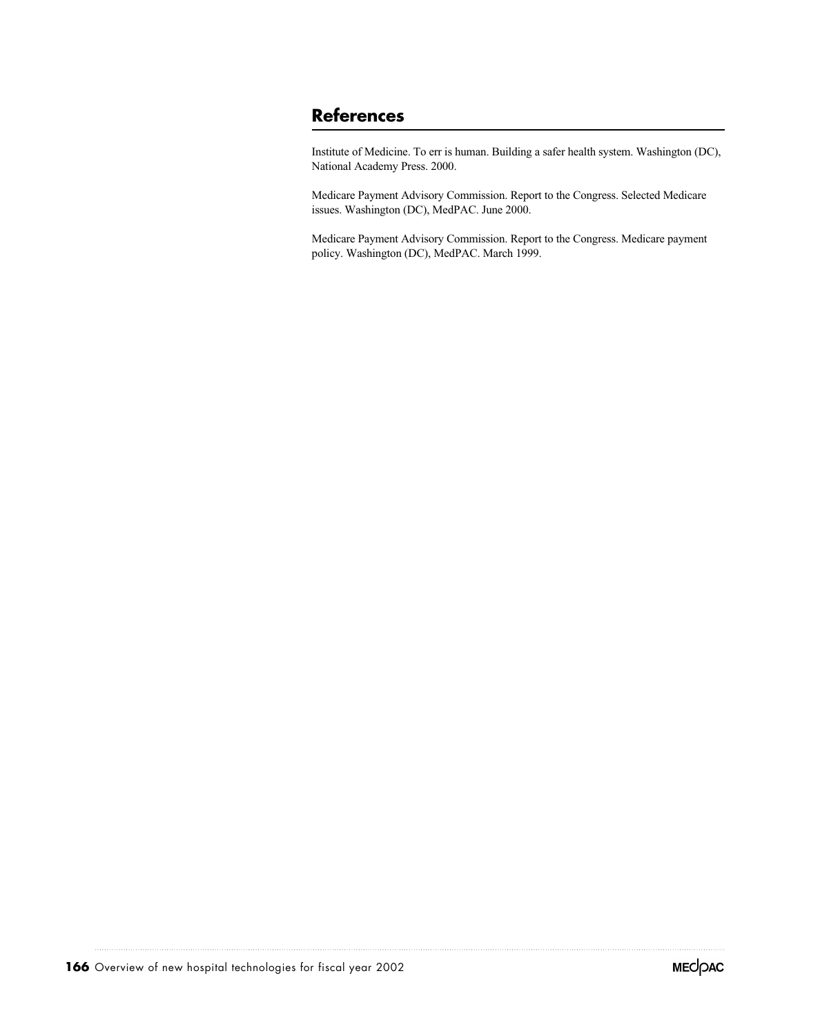## References

Institute of Medicine. To err is human. Building a safer health system. Washington (DC), National Academy Press. 2000.

Medicare Payment Advisory Commission. Report to the Congress. Selected Medicare issues. Washington (DC), MedPAC. June 2000.

Medicare Payment Advisory Commission. Report to the Congress. Medicare payment policy. Washington (DC), MedPAC. March 1999.